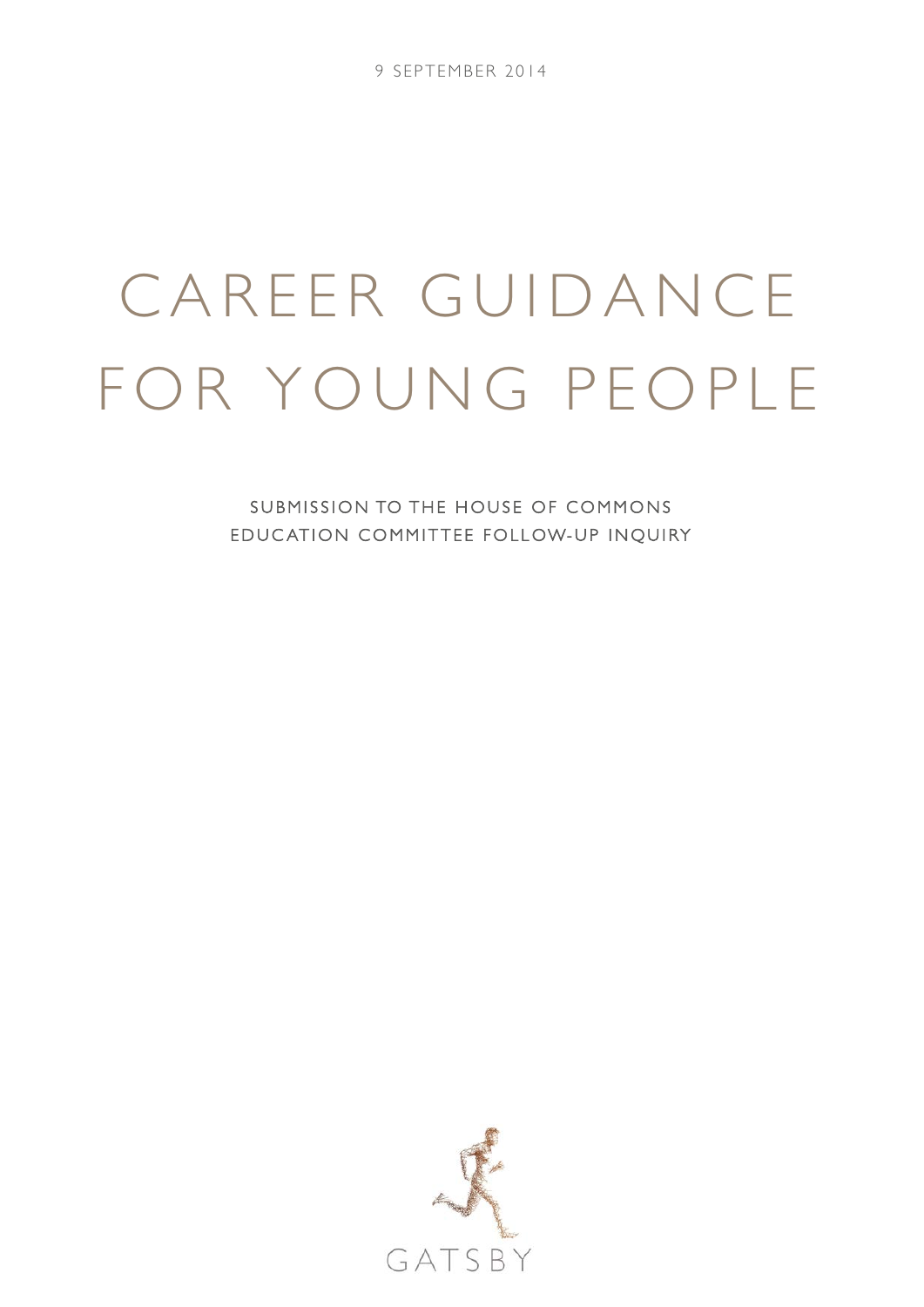9 SEPTEMBER 2014

# CAREER GUIDANCE FOR YOUNG PEOPLE

SUBMISSION TO THE HOUSE OF COMMONS EDUCATION COMMITTEE FOLLOW-UP INQUIRY

GATSBY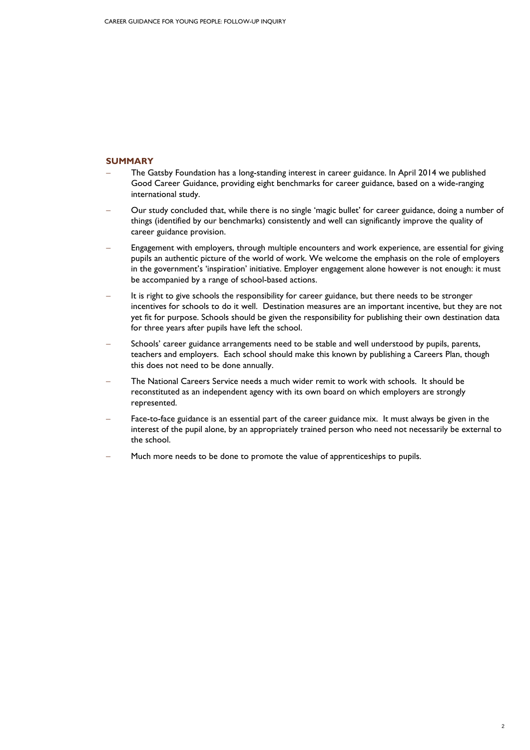## SUMMARY

- The Gatsby Foundation has a long-standing interest in career guidance. In April 2014 we published Good Career Guidance, providing eight benchmarks for career guidance, based on a wide-ranging international study.
- Our study concluded that, while there is no single 'magic bullet' for career guidance, doing a number of things (identified by our benchmarks) consistently and well can significantly improve the quality of career guidance provision.
- Engagement with employers, through multiple encounters and work experience, are essential for giving pupils an authentic picture of the world of work. We welcome the emphasis on the role of employers in the government's 'inspiration' initiative. Employer engagement alone however is not enough: it must be accompanied by a range of school-based actions.
- It is right to give schools the responsibility for career guidance, but there needs to be stronger incentives for schools to do it well. Destination measures are an important incentive, but they are not yet fit for purpose. Schools should be given the responsibility for publishing their own destination data for three years after pupils have left the school.
- Schools' career guidance arrangements need to be stable and well understood by pupils, parents, teachers and employers. Each school should make this known by publishing a Careers Plan, though this does not need to be done annually.
- The National Careers Service needs a much wider remit to work with schools. It should be reconstituted as an independent agency with its own board on which employers are strongly represented.
- Face-to-face guidance is an essential part of the career guidance mix. It must always be given in the interest of the pupil alone, by an appropriately trained person who need not necessarily be external to the school.
- Much more needs to be done to promote the value of apprenticeships to pupils.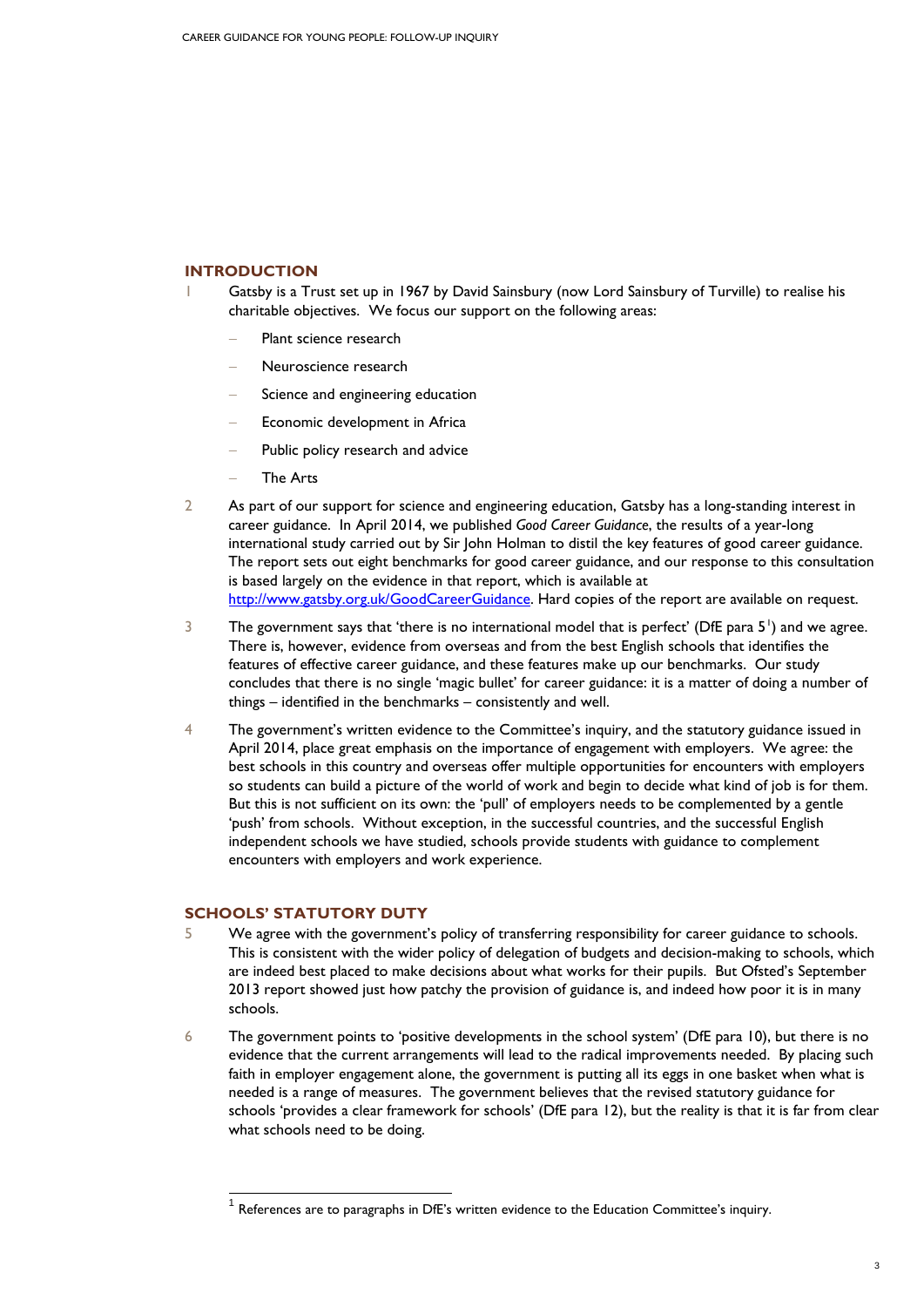## INTRODUCTION

1. Gatsby is a Trust set up in 1967 by David Sainsbury (now Lord Sainsbury of Turville) to realise his charitable objectives. We focus our support on the following areas:
   - Plant science research
   - Neuroscience research
   - Science and engineering education
   - Economic development in Africa
   - Public policy research and advice
   - The Arts

2. As part of our support for science and engineering education, Gatsby has a long-standing interest in career guidance. In April 2014, we published *Good Career Guidance*, the results of a year-long international study carried out by Sir John Holman to distil the key features of good career guidance. The report sets out eight benchmarks for good career guidance, and our response to this consultation is based largely on the evidence in that report, which is available at [http://www.gatsby.org.uk/GoodCareerGuidance](http://www.gatsby.org.uk/GoodCareerGuidance). Hard copies of the report are available on request.

3. The government says that 'there is no international model that is perfect' (DfE para 5[1]) and we agree. There is, however, evidence from overseas and from the best English schools that identifies the features of effective career guidance, and these features make up our benchmarks. Our study concludes that there is no single 'magic bullet' for career guidance: it is a matter of doing a number of things – identified in the benchmarks – consistently and well.

4. The government's written evidence to the Committee's inquiry, and the statutory guidance issued in April 2014, place great emphasis on the importance of engagement with employers. We agree: the best schools in this country and overseas offer multiple opportunities for encounters with employers so students can build a picture of the world of work and begin to decide what kind of job is for them. But this is not sufficient on its own: the 'pull' of employers needs to be complemented by a gentle 'push' from schools. Without exception, in the successful countries, and the successful English independent schools we have studied, schools provide students with guidance to complement encounters with employers and work experience.

## SCHOOLS' STATUTORY DUTY

5. We agree with the government's policy of transferring responsibility for career guidance to schools. This is consistent with the wider policy of delegation of budgets and decision-making to schools, which are indeed best placed to make decisions about what works for their pupils. But Ofsted's September 2013 report showed just how patchy the provision of guidance is, and indeed how poor it is in many schools.

6. The government points to 'positive developments in the school system' (DfE para 10), but there is no evidence that the current arrangements will lead to the radical improvements needed. By placing such faith in employer engagement alone, the government is putting all its eggs in one basket when what is needed is a range of measures. The government believes that the revised statutory guidance for schools 'provides a clear framework for schools' (DfE para 12), but the reality is that it is far from clear what schools need to be doing.

---

[1] References are to paragraphs in DfE's written evidence to the Education Committee's inquiry.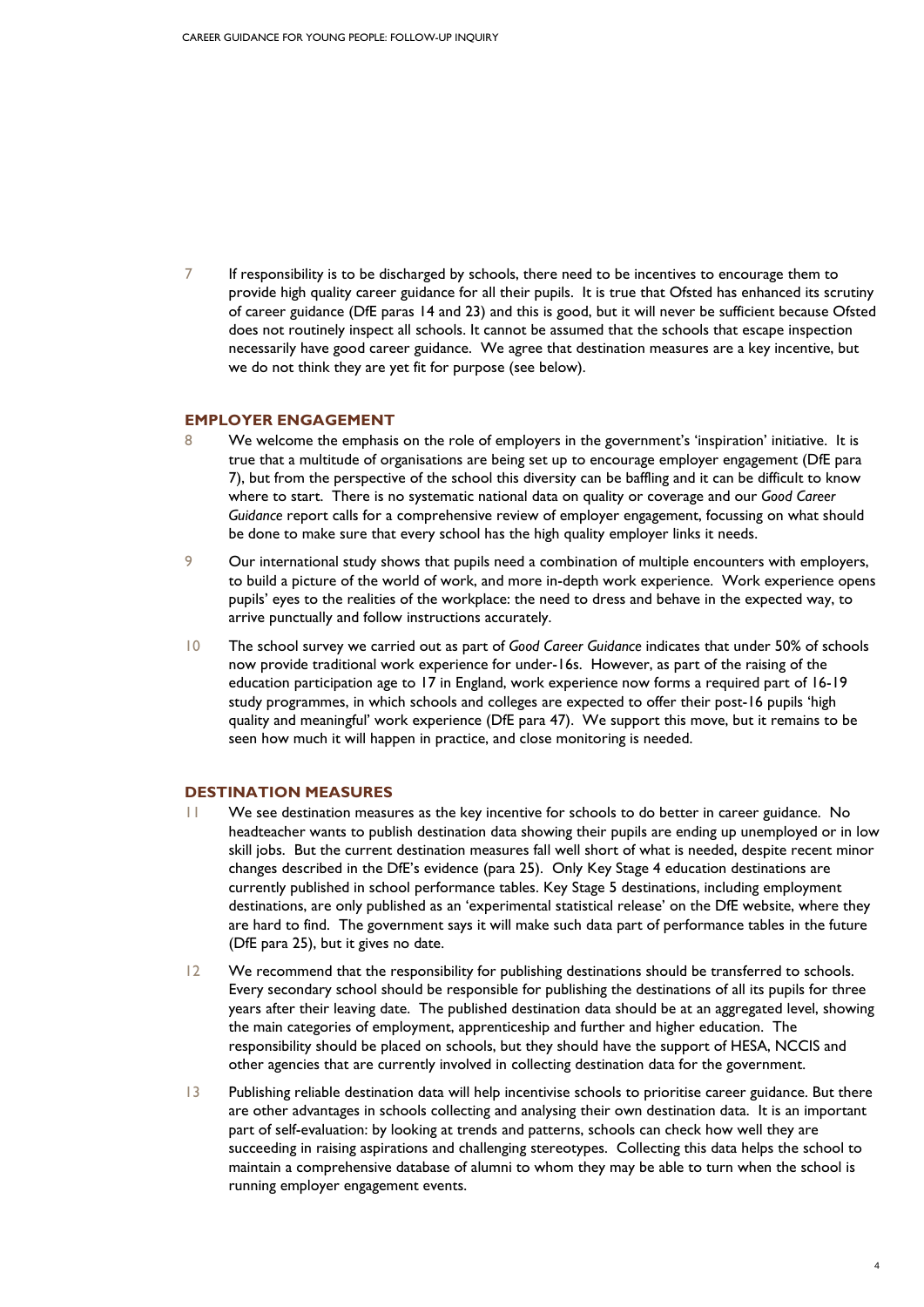7 If responsibility is to be discharged by schools, there need to be incentives to encourage them to provide high quality career guidance for all their pupils. It is true that Ofsted has enhanced its scrutiny of career guidance (DfE paras 14 and 23) and this is good, but it will never be sufficient because Ofsted does not routinely inspect all schools. It cannot be assumed that the schools that escape inspection necessarily have good career guidance. We agree that destination measures are a key incentive, but we do not think they are yet fit for purpose (see below).

## EMPLOYER ENGAGEMENT

8 We welcome the emphasis on the role of employers in the government's 'inspiration' initiative. It is true that a multitude of organisations are being set up to encourage employer engagement (DfE para 7), but from the perspective of the school this diversity can be baffling and it can be difficult to know where to start. There is no systematic national data on quality or coverage and our *Good Career Guidance* report calls for a comprehensive review of employer engagement, focussing on what should be done to make sure that every school has the high quality employer links it needs.

9 Our international study shows that pupils need a combination of multiple encounters with employers, to build a picture of the world of work, and more in-depth work experience. Work experience opens pupils' eyes to the realities of the workplace: the need to dress and behave in the expected way, to arrive punctually and follow instructions accurately.

10 The school survey we carried out as part of *Good Career Guidance* indicates that under 50% of schools now provide traditional work experience for under-16s. However, as part of the raising of the education participation age to 17 in England, work experience now forms a required part of 16-19 study programmes, in which schools and colleges are expected to offer their post-16 pupils 'high quality and meaningful' work experience (DfE para 47). We support this move, but it remains to be seen how much it will happen in practice, and close monitoring is needed.

## DESTINATION MEASURES

11 We see destination measures as the key incentive for schools to do better in career guidance. No headteacher wants to publish destination data showing their pupils are ending up unemployed or in low skill jobs. But the current destination measures fall well short of what is needed, despite recent minor changes described in the DfE's evidence (para 25). Only Key Stage 4 education destinations are currently published in school performance tables. Key Stage 5 destinations, including employment destinations, are only published as an 'experimental statistical release' on the DfE website, where they are hard to find. The government says it will make such data part of performance tables in the future (DfE para 25), but it gives no date.

12 We recommend that the responsibility for publishing destinations should be transferred to schools. Every secondary school should be responsible for publishing the destinations of all its pupils for three years after their leaving date. The published destination data should be at an aggregated level, showing the main categories of employment, apprenticeship and further and higher education. The responsibility should be placed on schools, but they should have the support of HESA, NCCIS and other agencies that are currently involved in collecting destination data for the government.

13 Publishing reliable destination data will help incentivise schools to prioritise career guidance. But there are other advantages in schools collecting and analysing their own destination data. It is an important part of self-evaluation: by looking at trends and patterns, schools can check how well they are succeeding in raising aspirations and challenging stereotypes. Collecting this data helps the school to maintain a comprehensive database of alumni to whom they may be able to turn when the school is running employer engagement events.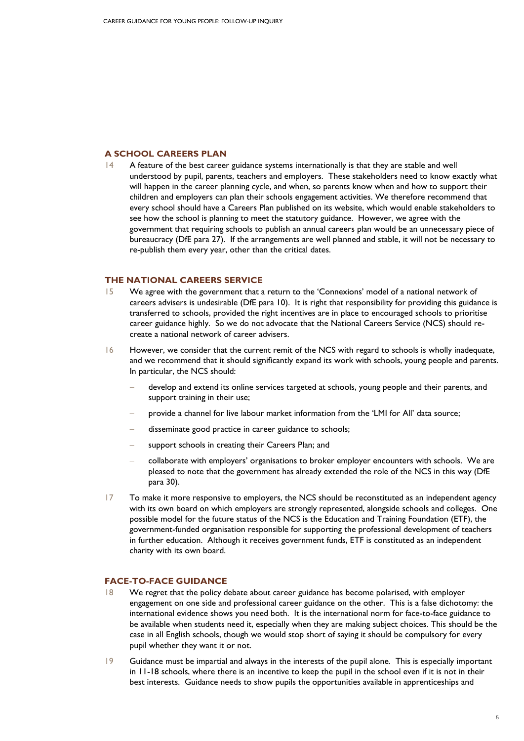## A SCHOOL CAREERS PLAN

14 A feature of the best career guidance systems internationally is that they are stable and well understood by pupil, parents, teachers and employers. These stakeholders need to know exactly what will happen in the career planning cycle, and when, so parents know when and how to support their children and employers can plan their schools engagement activities. We therefore recommend that every school should have a Careers Plan published on its website, which would enable stakeholders to see how the school is planning to meet the statutory guidance. However, we agree with the government that requiring schools to publish an annual careers plan would be an unnecessary piece of bureaucracy (DfE para 27). If the arrangements are well planned and stable, it will not be necessary to re-publish them every year, other than the critical dates.

## THE NATIONAL CAREERS SERVICE

15 We agree with the government that a return to the 'Connexions' model of a national network of careers advisers is undesirable (DfE para 10). It is right that responsibility for providing this guidance is transferred to schools, provided the right incentives are in place to encouraged schools to prioritise career guidance highly. So we do not advocate that the National Careers Service (NCS) should re-create a national network of career advisers.

16 However, we consider that the current remit of the NCS with regard to schools is wholly inadequate, and we recommend that it should significantly expand its work with schools, young people and parents. In particular, the NCS should:

- develop and extend its online services targeted at schools, young people and their parents, and support training in their use;
- provide a channel for live labour market information from the 'LMI for All' data source;
- disseminate good practice in career guidance to schools;
- support schools in creating their Careers Plan; and
- collaborate with employers' organisations to broker employer encounters with schools. We are pleased to note that the government has already extended the role of the NCS in this way (DfE para 30).

17 To make it more responsive to employers, the NCS should be reconstituted as an independent agency with its own board on which employers are strongly represented, alongside schools and colleges. One possible model for the future status of the NCS is the Education and Training Foundation (ETF), the government-funded organisation responsible for supporting the professional development of teachers in further education. Although it receives government funds, ETF is constituted as an independent charity with its own board.

## FACE-TO-FACE GUIDANCE

18 We regret that the policy debate about career guidance has become polarised, with employer engagement on one side and professional career guidance on the other. This is a false dichotomy: the international evidence shows you need both. It is the international norm for face-to-face guidance to be available when students need it, especially when they are making subject choices. This should be the case in all English schools, though we would stop short of saying it should be compulsory for every pupil whether they want it or not.

19 Guidance must be impartial and always in the interests of the pupil alone. This is especially important in 11-18 schools, where there is an incentive to keep the pupil in the school even if it is not in their best interests. Guidance needs to show pupils the opportunities available in apprenticeships and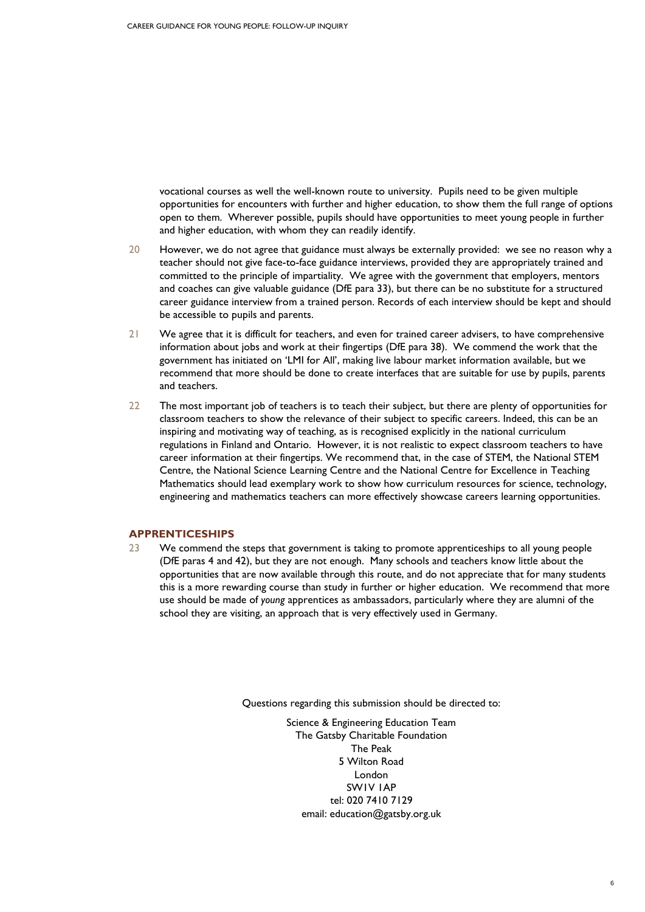vocational courses as well the well-known route to university. Pupils need to be given multiple opportunities for encounters with further and higher education, to show them the full range of options open to them. Wherever possible, pupils should have opportunities to meet young people in further and higher education, with whom they can readily identify.

20 However, we do not agree that guidance must always be externally provided: we see no reason why a teacher should not give face-to-face guidance interviews, provided they are appropriately trained and committed to the principle of impartiality. We agree with the government that employers, mentors and coaches can give valuable guidance (DfE para 33), but there can be no substitute for a structured career guidance interview from a trained person. Records of each interview should be kept and should be accessible to pupils and parents.

21 We agree that it is difficult for teachers, and even for trained career advisers, to have comprehensive information about jobs and work at their fingertips (DfE para 38). We commend the work that the government has initiated on 'LMI for All', making live labour market information available, but we recommend that more should be done to create interfaces that are suitable for use by pupils, parents and teachers.

22 The most important job of teachers is to teach their subject, but there are plenty of opportunities for classroom teachers to show the relevance of their subject to specific careers. Indeed, this can be an inspiring and motivating way of teaching, as is recognised explicitly in the national curriculum regulations in Finland and Ontario. However, it is not realistic to expect classroom teachers to have career information at their fingertips. We recommend that, in the case of STEM, the National STEM Centre, the National Science Learning Centre and the National Centre for Excellence in Teaching Mathematics should lead exemplary work to show how curriculum resources for science, technology, engineering and mathematics teachers can more effectively showcase careers learning opportunities.

## APPRENTICESHIPS

23 We commend the steps that government is taking to promote apprenticeships to all young people (DfE paras 4 and 42), but they are not enough. Many schools and teachers know little about the opportunities that are now available through this route, and do not appreciate that for many students this is a more rewarding course than study in further or higher education. We recommend that more use should be made of *young* apprentices as ambassadors, particularly where they are alumni of the school they are visiting, an approach that is very effectively used in Germany.

Questions regarding this submission should be directed to:

Science & Engineering Education Team
The Gatsby Charitable Foundation
The Peak
5 Wilton Road
London
SW1V 1AP
tel: 020 7410 7129
email: education@gatsby.org.uk